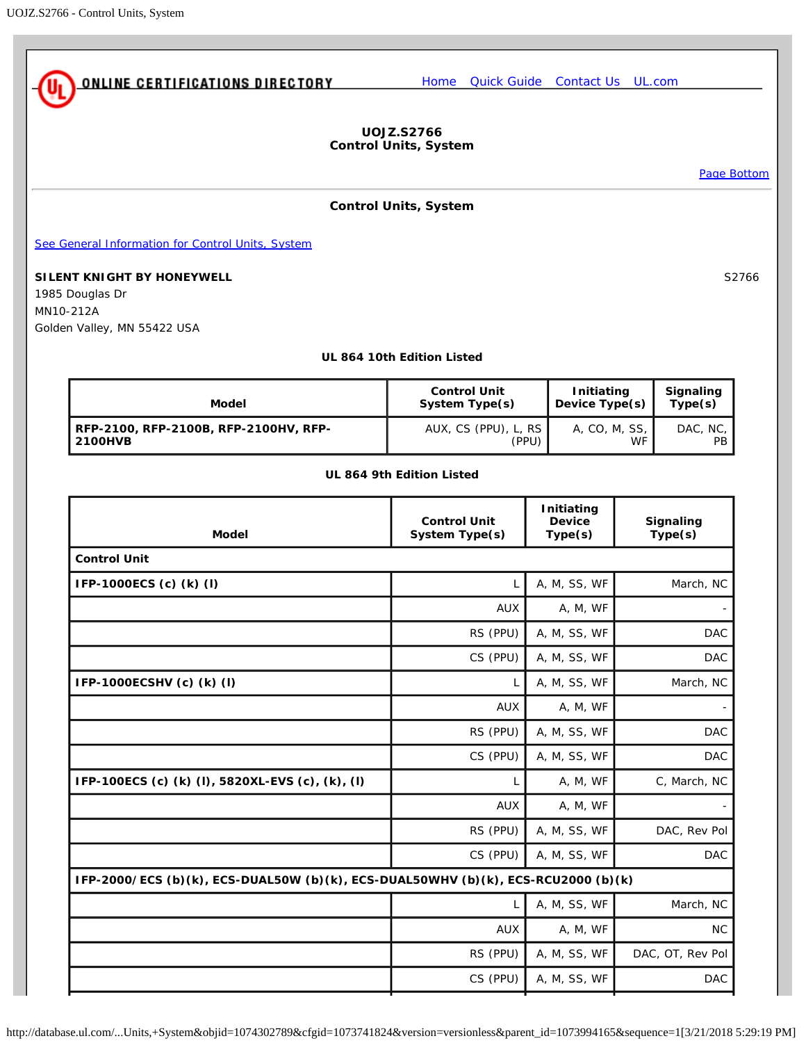ONLINE CERTIFICATIONS DIRECTORY

Home Quick Guide Contact Us UL.com

# UOJZ.S2766
## Control Units, System

Page Bottom

## Control Units, System

See General Information for Control Units, System

**SILENT KNIGHT BY HONEYWELL** S2766
1985 Douglas Dr
MN10-212A
Golden Valley, MN 55422 USA

### UL 864 10th Edition Listed

| Model | Control Unit System Type(s) | Initiating Device Type(s) | Signaling Type(s) |
|---|---|---|---|
| **RFP-2100, RFP-2100B, RFP-2100HV, RFP-2100HVB** | AUX, CS (PPU), L, RS (PPU) | A, CO, M, SS, WF | DAC, NC, PB |

### UL 864 9th Edition Listed

| Model | Control Unit System Type(s) | Initiating Device Type(s) | Signaling Type(s) |
|---|---|---|---|
| **Control Unit** | | | |
| **IFP-1000ECS (c) (k) (l)** | L | A, M, SS, WF | March, NC |
| | AUX | A, M, WF | - |
| | RS (PPU) | A, M, SS, WF | DAC |
| | CS (PPU) | A, M, SS, WF | DAC |
| **IFP-1000ECSHV (c) (k) (l)** | L | A, M, SS, WF | March, NC |
| | AUX | A, M, WF | - |
| | RS (PPU) | A, M, SS, WF | DAC |
| | CS (PPU) | A, M, SS, WF | DAC |
| **IFP-100ECS (c) (k) (l), 5820XL-EVS (c), (k), (l)** | L | A, M, WF | C, March, NC |
| | AUX | A, M, WF | - |
| | RS (PPU) | A, M, SS, WF | DAC, Rev Pol |
| | CS (PPU) | A, M, SS, WF | DAC |
| **IFP-2000/ECS (b)(k), ECS-DUAL50W (b)(k), ECS-DUAL50WHV (b)(k), ECS-RCU2000 (b)(k)** | | | |
| | L | A, M, SS, WF | March, NC |
| | AUX | A, M, WF | NC |
| | RS (PPU) | A, M, SS, WF | DAC, OT, Rev Pol |
| | CS (PPU) | A, M, SS, WF | DAC |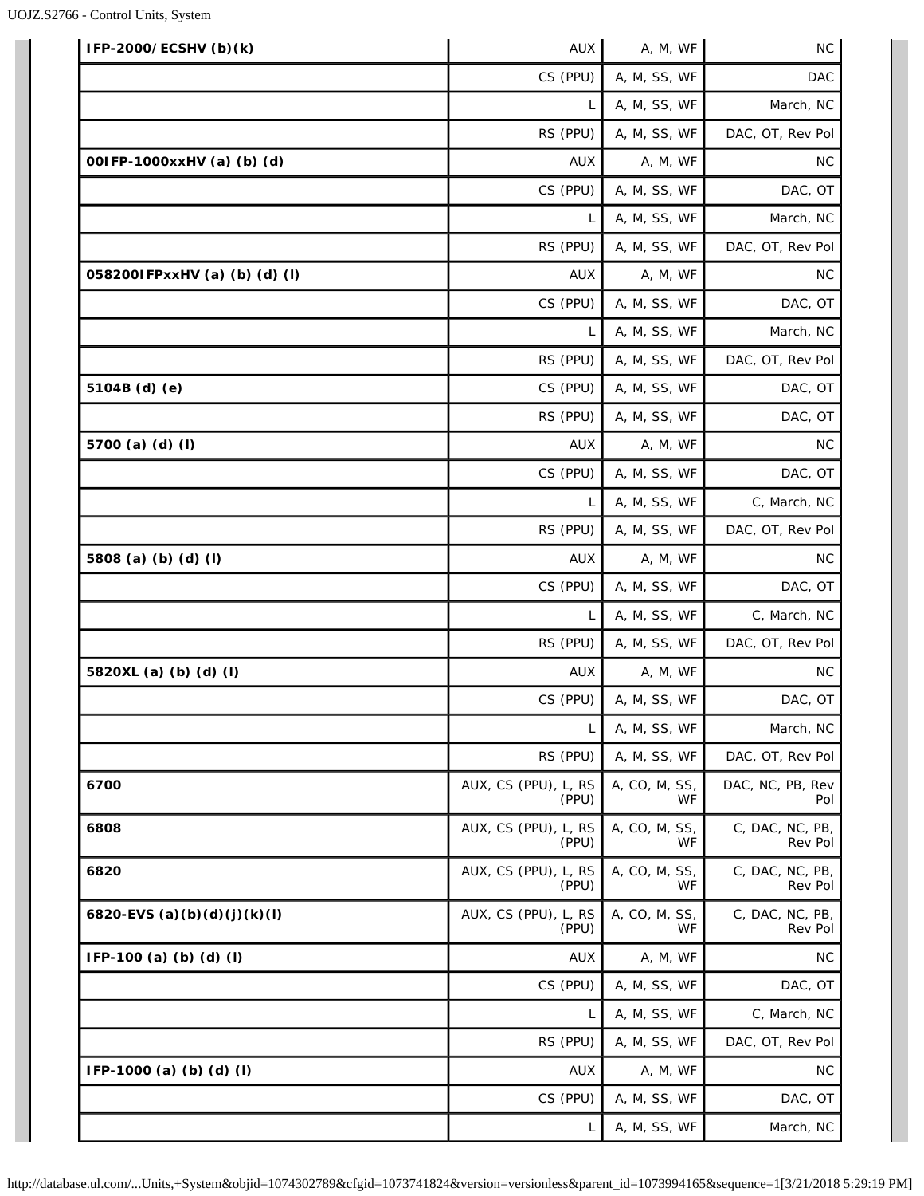| | | | |
|---|---|---|---|
| **IFP-2000/ECSHV (b)(k)** | AUX | A, M, WF | NC |
| | CS (PPU) | A, M, SS, WF | DAC |
| | L | A, M, SS, WF | March, NC |
| | RS (PPU) | A, M, SS, WF | DAC, OT, Rev Pol |
| **00IFP-1000xxHV (a) (b) (d)** | AUX | A, M, WF | NC |
| | CS (PPU) | A, M, SS, WF | DAC, OT |
| | L | A, M, SS, WF | March, NC |
| | RS (PPU) | A, M, SS, WF | DAC, OT, Rev Pol |
| **058200IFPxxHV (a) (b) (d) (l)** | AUX | A, M, WF | NC |
| | CS (PPU) | A, M, SS, WF | DAC, OT |
| | L | A, M, SS, WF | March, NC |
| | RS (PPU) | A, M, SS, WF | DAC, OT, Rev Pol |
| **5104B (d) (e)** | CS (PPU) | A, M, SS, WF | DAC, OT |
| | RS (PPU) | A, M, SS, WF | DAC, OT |
| **5700 (a) (d) (l)** | AUX | A, M, WF | NC |
| | CS (PPU) | A, M, SS, WF | DAC, OT |
| | L | A, M, SS, WF | C, March, NC |
| | RS (PPU) | A, M, SS, WF | DAC, OT, Rev Pol |
| **5808 (a) (b) (d) (l)** | AUX | A, M, WF | NC |
| | CS (PPU) | A, M, SS, WF | DAC, OT |
| | L | A, M, SS, WF | C, March, NC |
| | RS (PPU) | A, M, SS, WF | DAC, OT, Rev Pol |
| **5820XL (a) (b) (d) (l)** | AUX | A, M, WF | NC |
| | CS (PPU) | A, M, SS, WF | DAC, OT |
| | L | A, M, SS, WF | March, NC |
| | RS (PPU) | A, M, SS, WF | DAC, OT, Rev Pol |
| **6700** | AUX, CS (PPU), L, RS (PPU) | A, CO, M, SS, WF | DAC, NC, PB, Rev Pol |
| **6808** | AUX, CS (PPU), L, RS (PPU) | A, CO, M, SS, WF | C, DAC, NC, PB, Rev Pol |
| **6820** | AUX, CS (PPU), L, RS (PPU) | A, CO, M, SS, WF | C, DAC, NC, PB, Rev Pol |
| **6820-EVS (a)(b)(d)(j)(k)(l)** | AUX, CS (PPU), L, RS (PPU) | A, CO, M, SS, WF | C, DAC, NC, PB, Rev Pol |
| **IFP-100 (a) (b) (d) (l)** | AUX | A, M, WF | NC |
| | CS (PPU) | A, M, SS, WF | DAC, OT |
| | L | A, M, SS, WF | C, March, NC |
| | RS (PPU) | A, M, SS, WF | DAC, OT, Rev Pol |
| **IFP-1000 (a) (b) (d) (l)** | AUX | A, M, WF | NC |
| | CS (PPU) | A, M, SS, WF | DAC, OT |
| | L | A, M, SS, WF | March, NC |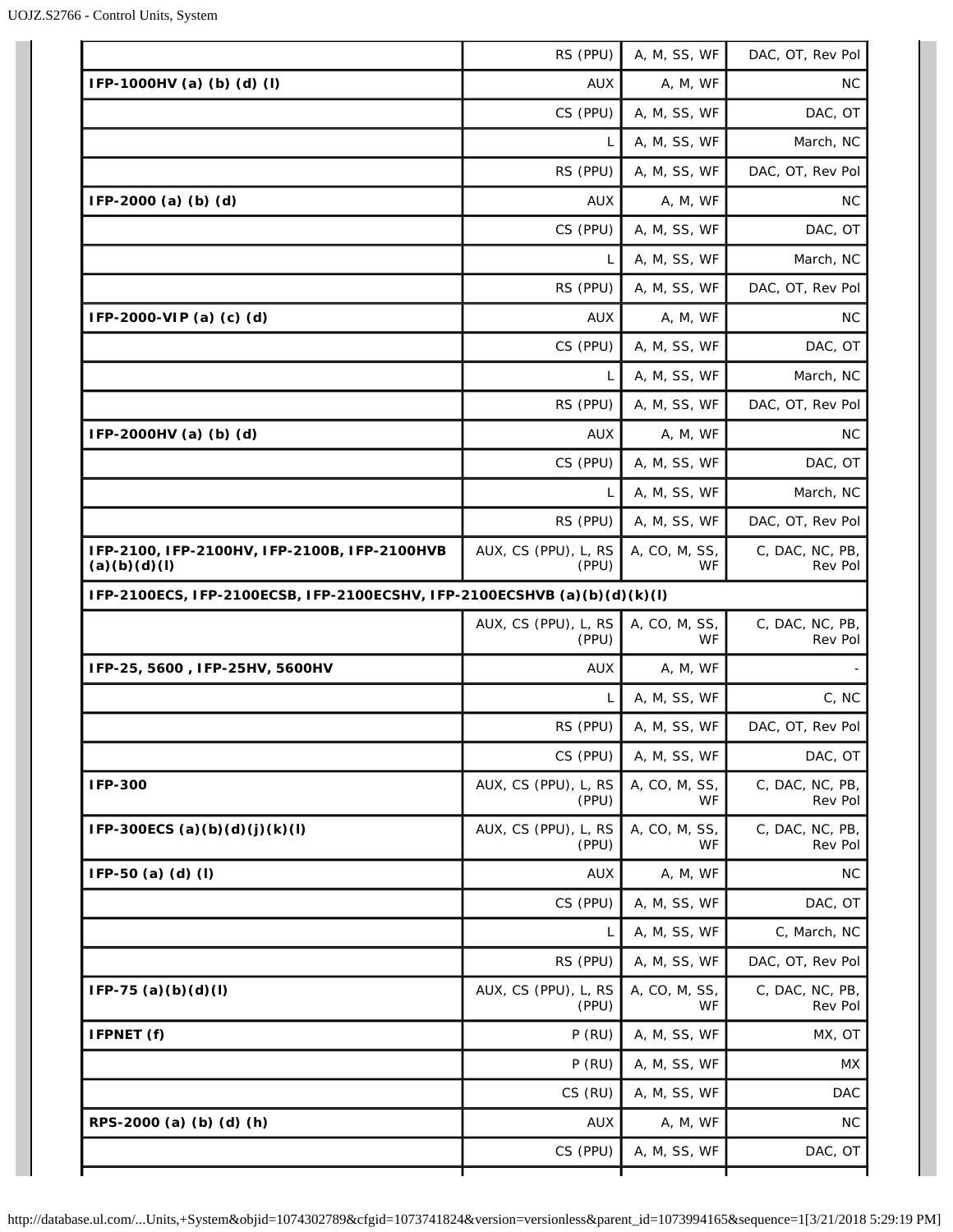| | | | |
|---|---|---|---|
| | RS (PPU) | A, M, SS, WF | DAC, OT, Rev Pol |
| **IFP-1000HV (a) (b) (d) (l)** | AUX | A, M, WF | NC |
| | CS (PPU) | A, M, SS, WF | DAC, OT |
| | L | A, M, SS, WF | March, NC |
| | RS (PPU) | A, M, SS, WF | DAC, OT, Rev Pol |
| **IFP-2000 (a) (b) (d)** | AUX | A, M, WF | NC |
| | CS (PPU) | A, M, SS, WF | DAC, OT |
| | L | A, M, SS, WF | March, NC |
| | RS (PPU) | A, M, SS, WF | DAC, OT, Rev Pol |
| **IFP-2000-VIP (a) (c) (d)** | AUX | A, M, WF | NC |
| | CS (PPU) | A, M, SS, WF | DAC, OT |
| | L | A, M, SS, WF | March, NC |
| | RS (PPU) | A, M, SS, WF | DAC, OT, Rev Pol |
| **IFP-2000HV (a) (b) (d)** | AUX | A, M, WF | NC |
| | CS (PPU) | A, M, SS, WF | DAC, OT |
| | L | A, M, SS, WF | March, NC |
| | RS (PPU) | A, M, SS, WF | DAC, OT, Rev Pol |
| **IFP-2100, IFP-2100HV, IFP-2100B, IFP-2100HVB (a)(b)(d)(l)** | AUX, CS (PPU), L, RS (PPU) | A, CO, M, SS, WF | C, DAC, NC, PB, Rev Pol |
| **IFP-2100ECS, IFP-2100ECSB, IFP-2100ECSHV, IFP-2100ECSHVB (a)(b)(d)(k)(l)** | | | |
| | AUX, CS (PPU), L, RS (PPU) | A, CO, M, SS, WF | C, DAC, NC, PB, Rev Pol |
| **IFP-25, 5600 , IFP-25HV, 5600HV** | AUX | A, M, WF | - |
| | L | A, M, SS, WF | C, NC |
| | RS (PPU) | A, M, SS, WF | DAC, OT, Rev Pol |
| | CS (PPU) | A, M, SS, WF | DAC, OT |
| **IFP-300** | AUX, CS (PPU), L, RS (PPU) | A, CO, M, SS, WF | C, DAC, NC, PB, Rev Pol |
| **IFP-300ECS (a)(b)(d)(j)(k)(l)** | AUX, CS (PPU), L, RS (PPU) | A, CO, M, SS, WF | C, DAC, NC, PB, Rev Pol |
| **IFP-50 (a) (d) (l)** | AUX | A, M, WF | NC |
| | CS (PPU) | A, M, SS, WF | DAC, OT |
| | L | A, M, SS, WF | C, March, NC |
| | RS (PPU) | A, M, SS, WF | DAC, OT, Rev Pol |
| **IFP-75 (a)(b)(d)(l)** | AUX, CS (PPU), L, RS (PPU) | A, CO, M, SS, WF | C, DAC, NC, PB, Rev Pol |
| **IFPNET (f)** | P (RU) | A, M, SS, WF | MX, OT |
| | P (RU) | A, M, SS, WF | MX |
| | CS (RU) | A, M, SS, WF | DAC |
| **RPS-2000 (a) (b) (d) (h)** | AUX | A, M, WF | NC |
| | CS (PPU) | A, M, SS, WF | DAC, OT |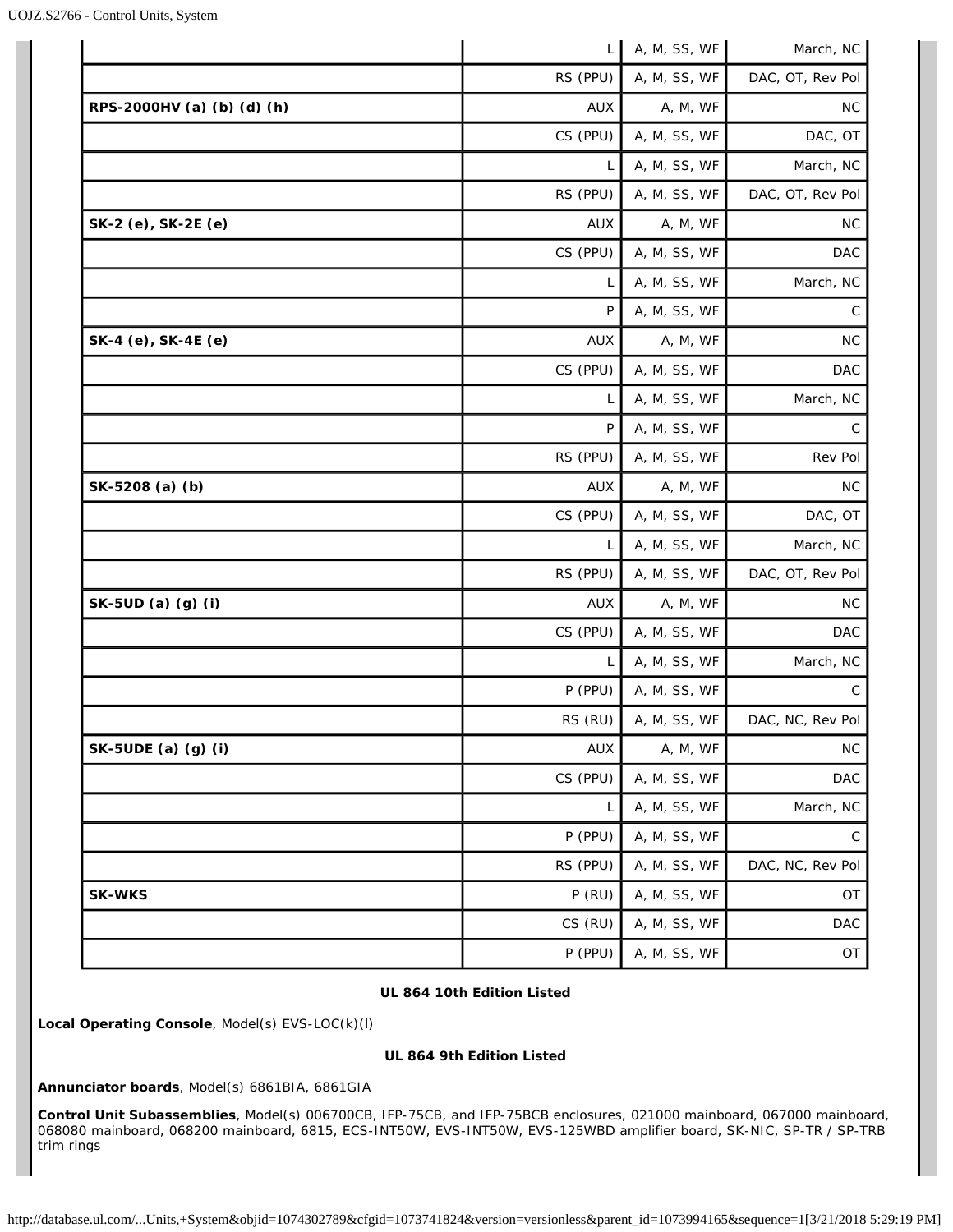| | | | |
|---|---|---|---|
| | L | A, M, SS, WF | March, NC |
| | RS (PPU) | A, M, SS, WF | DAC, OT, Rev Pol |
| **RPS-2000HV (a) (b) (d) (h)** | AUX | A, M, WF | NC |
| | CS (PPU) | A, M, SS, WF | DAC, OT |
| | L | A, M, SS, WF | March, NC |
| | RS (PPU) | A, M, SS, WF | DAC, OT, Rev Pol |
| **SK-2 (e), SK-2E (e)** | AUX | A, M, WF | NC |
| | CS (PPU) | A, M, SS, WF | DAC |
| | L | A, M, SS, WF | March, NC |
| | P | A, M, SS, WF | C |
| **SK-4 (e), SK-4E (e)** | AUX | A, M, WF | NC |
| | CS (PPU) | A, M, SS, WF | DAC |
| | L | A, M, SS, WF | March, NC |
| | P | A, M, SS, WF | C |
| | RS (PPU) | A, M, SS, WF | Rev Pol |
| **SK-5208 (a) (b)** | AUX | A, M, WF | NC |
| | CS (PPU) | A, M, SS, WF | DAC, OT |
| | L | A, M, SS, WF | March, NC |
| | RS (PPU) | A, M, SS, WF | DAC, OT, Rev Pol |
| **SK-5UD (a) (g) (i)** | AUX | A, M, WF | NC |
| | CS (PPU) | A, M, SS, WF | DAC |
| | L | A, M, SS, WF | March, NC |
| | P (PPU) | A, M, SS, WF | C |
| | RS (RU) | A, M, SS, WF | DAC, NC, Rev Pol |
| **SK-5UDE (a) (g) (i)** | AUX | A, M, WF | NC |
| | CS (PPU) | A, M, SS, WF | DAC |
| | L | A, M, SS, WF | March, NC |
| | P (PPU) | A, M, SS, WF | C |
| | RS (PPU) | A, M, SS, WF | DAC, NC, Rev Pol |
| **SK-WKS** | P (RU) | A, M, SS, WF | OT |
| | CS (RU) | A, M, SS, WF | DAC |
| | P (PPU) | A, M, SS, WF | OT |

**UL 864 10th Edition Listed**

**Local Operating Console**, Model(s) EVS-LOC(k)(l)

**UL 864 9th Edition Listed**

**Annunciator boards**, Model(s) 6861BIA, 6861GIA

**Control Unit Subassemblies**, Model(s) 006700CB, IFP-75CB, and IFP-75BCB enclosures, 021000 mainboard, 067000 mainboard, 068080 mainboard, 068200 mainboard, 6815, ECS-INT50W, EVS-INT50W, EVS-125WBD amplifier board, SK-NIC, SP-TR / SP-TRB trim rings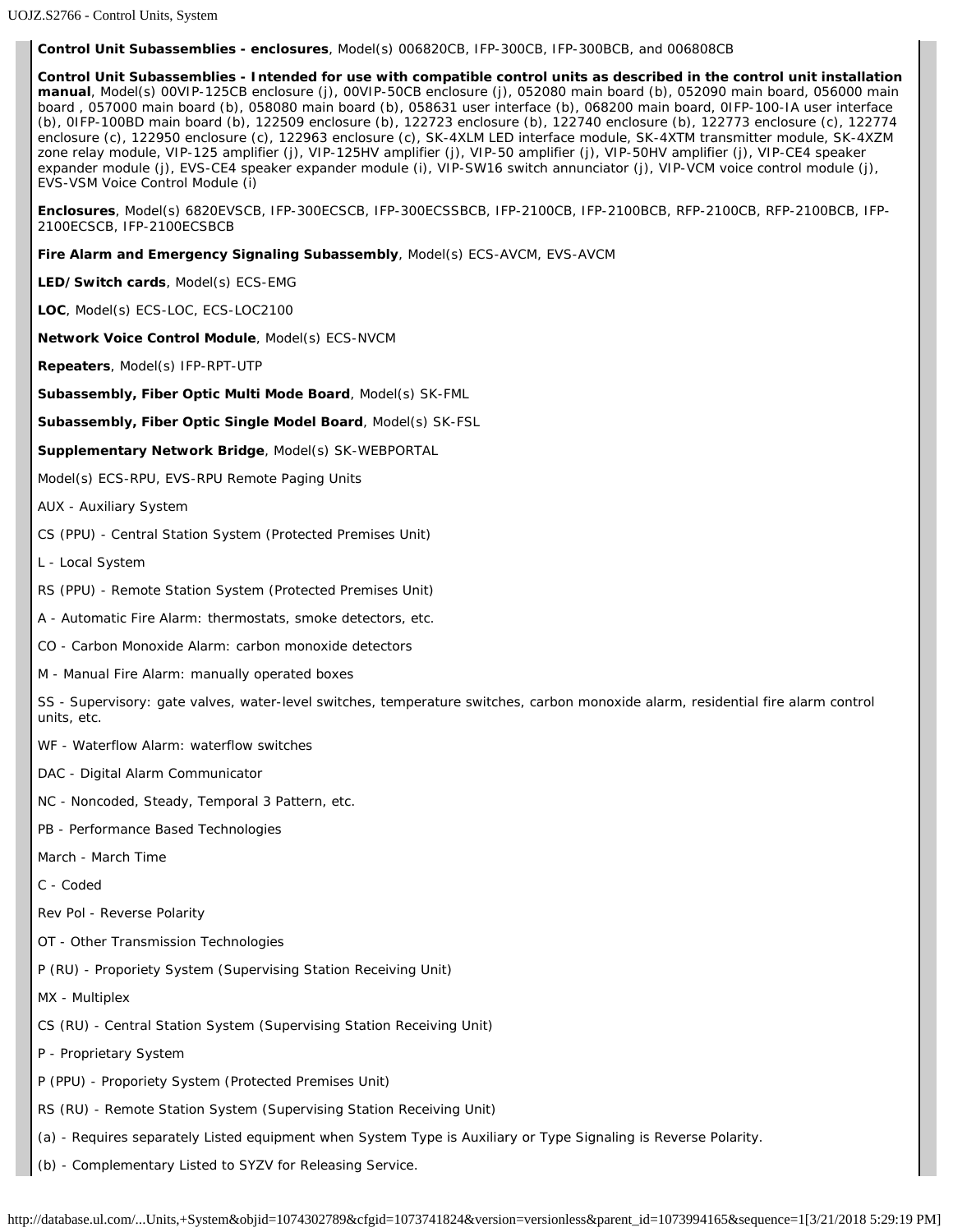**Control Unit Subassemblies - enclosures**, Model(s) 006820CB, IFP-300CB, IFP-300BCB, and 006808CB

**Control Unit Subassemblies - Intended for use with compatible control units as described in the control unit installation manual**, Model(s) 00VIP-125CB enclosure (j), 00VIP-50CB enclosure (j), 052080 main board (b), 052090 main board, 056000 main board , 057000 main board (b), 058080 main board (b), 058631 user interface (b), 068200 main board, 0IFP-100-IA user interface (b), 0IFP-100BD main board (b), 122509 enclosure (b), 122723 enclosure (b), 122740 enclosure (b), 122773 enclosure (c), 122774 enclosure (c), 122950 enclosure (c), 122963 enclosure (c), SK-4XLM LED interface module, SK-4XTM transmitter module, SK-4XZM zone relay module, VIP-125 amplifier (j), VIP-125HV amplifier (j), VIP-50 amplifier (j), VIP-50HV amplifier (j), VIP-CE4 speaker expander module (j), EVS-CE4 speaker expander module (i), VIP-SW16 switch annunciator (j), VIP-VCM voice control module (j), EVS-VSM Voice Control Module (i)

**Enclosures**, Model(s) 6820EVSCB, IFP-300ECSCB, IFP-300ECSSBCB, IFP-2100CB, IFP-2100BCB, RFP-2100CB, RFP-2100BCB, IFP-2100ECSCB, IFP-2100ECSBCB

**Fire Alarm and Emergency Signaling Subassembly**, Model(s) ECS-AVCM, EVS-AVCM

**LED/Switch cards**, Model(s) ECS-EMG

**LOC**, Model(s) ECS-LOC, ECS-LOC2100

**Network Voice Control Module**, Model(s) ECS-NVCM

**Repeaters**, Model(s) IFP-RPT-UTP

**Subassembly, Fiber Optic Multi Mode Board**, Model(s) SK-FML

**Subassembly, Fiber Optic Single Model Board**, Model(s) SK-FSL

**Supplementary Network Bridge**, Model(s) SK-WEBPORTAL

Model(s) ECS-RPU, EVS-RPU Remote Paging Units

AUX - Auxiliary System

CS (PPU) - Central Station System (Protected Premises Unit)

L - Local System

RS (PPU) - Remote Station System (Protected Premises Unit)

A - Automatic Fire Alarm: thermostats, smoke detectors, etc.

CO - Carbon Monoxide Alarm: carbon monoxide detectors

M - Manual Fire Alarm: manually operated boxes

SS - Supervisory: gate valves, water-level switches, temperature switches, carbon monoxide alarm, residential fire alarm control units, etc.

WF - Waterflow Alarm: waterflow switches

DAC - Digital Alarm Communicator

NC - Noncoded, Steady, Temporal 3 Pattern, etc.

PB - Performance Based Technologies

March - March Time

C - Coded

Rev Pol - Reverse Polarity

OT - Other Transmission Technologies

P (RU) - Proporiety System (Supervising Station Receiving Unit)

MX - Multiplex

CS (RU) - Central Station System (Supervising Station Receiving Unit)

P - Proprietary System

P (PPU) - Proporiety System (Protected Premises Unit)

RS (RU) - Remote Station System (Supervising Station Receiving Unit)

(a) - Requires separately Listed equipment when System Type is Auxiliary or Type Signaling is Reverse Polarity.

(b) - Complementary Listed to SYZV for Releasing Service.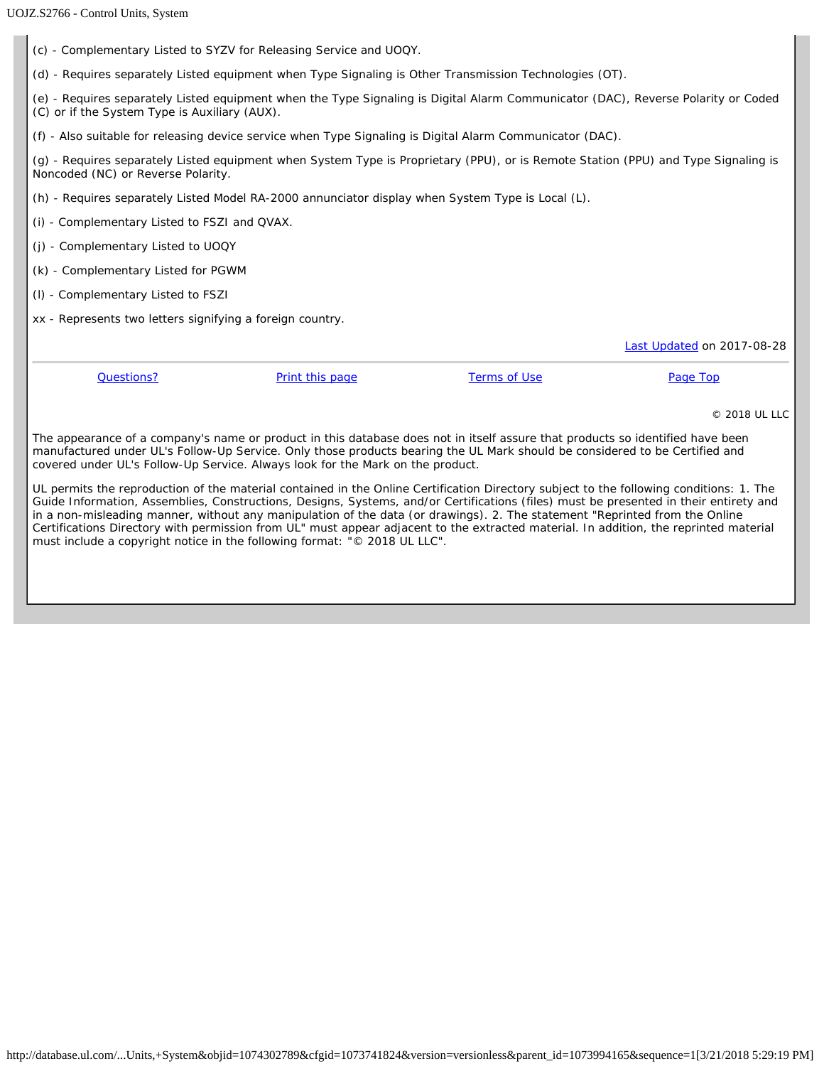(c) - Complementary Listed to SYZV for Releasing Service and UOQY.

(d) - Requires separately Listed equipment when Type Signaling is Other Transmission Technologies (OT).

(e) - Requires separately Listed equipment when the Type Signaling is Digital Alarm Communicator (DAC), Reverse Polarity or Coded (C) or if the System Type is Auxiliary (AUX).

(f) - Also suitable for releasing device service when Type Signaling is Digital Alarm Communicator (DAC).

(g) - Requires separately Listed equipment when System Type is Proprietary (PPU), or is Remote Station (PPU) and Type Signaling is Noncoded (NC) or Reverse Polarity.

(h) - Requires separately Listed Model RA-2000 annunciator display when System Type is Local (L).

(i) - Complementary Listed to FSZI and QVAX.

(j) - Complementary Listed to UOQY

(k) - Complementary Listed for PGWM

(l) - Complementary Listed to FSZI

xx - Represents two letters signifying a foreign country.

Last Updated on 2017-08-28

---

Questions? | Print this page | Terms of Use | Page Top

© 2018 UL LLC

The appearance of a company's name or product in this database does not in itself assure that products so identified have been manufactured under UL's Follow-Up Service. Only those products bearing the UL Mark should be considered to be Certified and covered under UL's Follow-Up Service. Always look for the Mark on the product.

UL permits the reproduction of the material contained in the Online Certification Directory subject to the following conditions: 1. The Guide Information, Assemblies, Constructions, Designs, Systems, and/or Certifications (files) must be presented in their entirety and in a non-misleading manner, without any manipulation of the data (or drawings). 2. The statement "Reprinted from the Online Certifications Directory with permission from UL" must appear adjacent to the extracted material. In addition, the reprinted material must include a copyright notice in the following format: "© 2018 UL LLC".